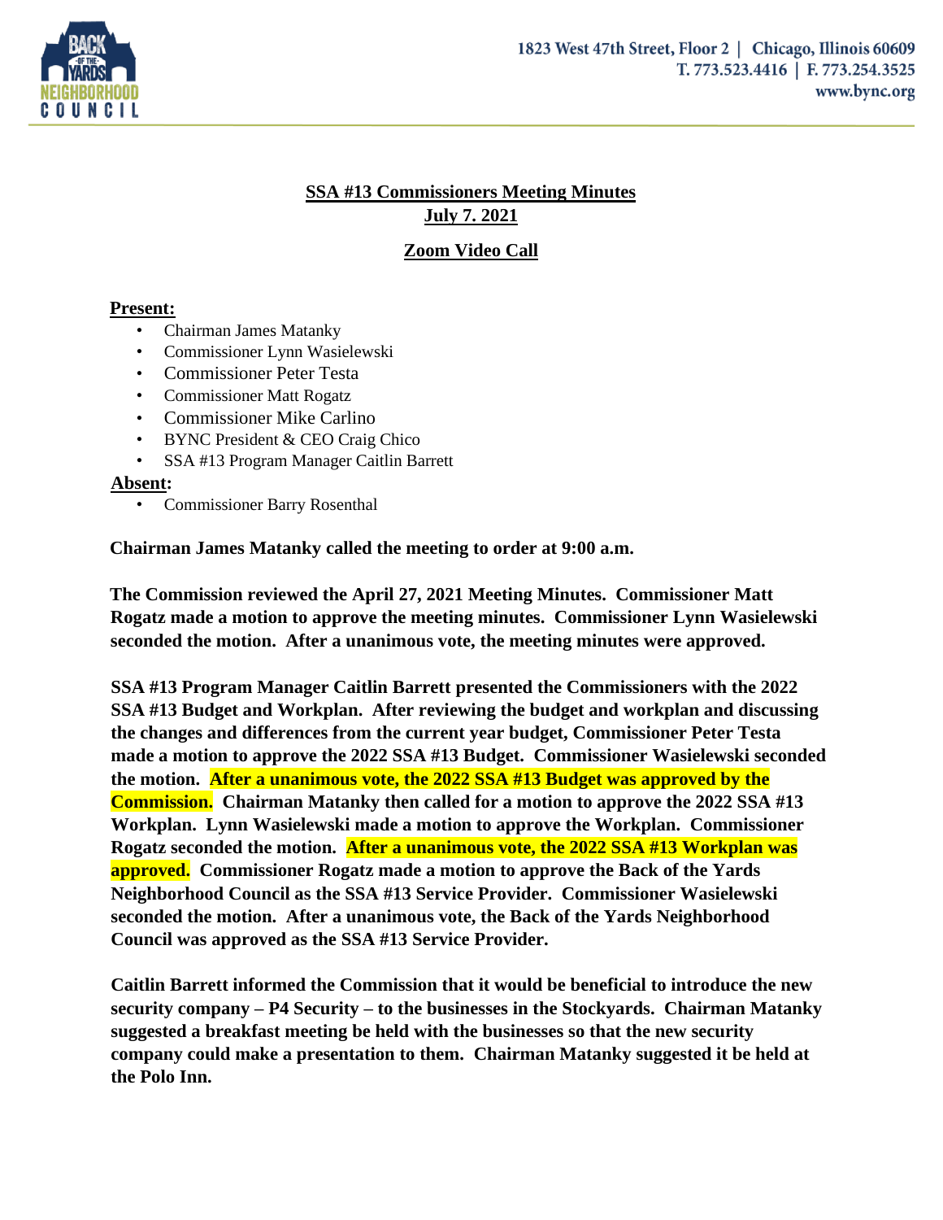1823 West 47th Street, Floor 2 | Chicago, Illinois 60609
T. 773.523.4416 | F. 773.254.3525
www.bync.org

# SSA #13 Commissioners Meeting Minutes
## July 7. 2021
## Zoom Video Call

**Present:**

- Chairman James Matanky
- Commissioner Lynn Wasielewski
- Commissioner Peter Testa
- Commissioner Matt Rogatz
- Commissioner Mike Carlino
- BYNC President & CEO Craig Chico
- SSA #13 Program Manager Caitlin Barrett

**Absent:**

- Commissioner Barry Rosenthal

**Chairman James Matanky called the meeting to order at 9:00 a.m.**

**The Commission reviewed the April 27, 2021 Meeting Minutes. Commissioner Matt Rogatz made a motion to approve the meeting minutes. Commissioner Lynn Wasielewski seconded the motion. After a unanimous vote, the meeting minutes were approved.**

**SSA #13 Program Manager Caitlin Barrett presented the Commissioners with the 2022 SSA #13 Budget and Workplan. After reviewing the budget and workplan and discussing the changes and differences from the current year budget, Commissioner Peter Testa made a motion to approve the 2022 SSA #13 Budget. Commissioner Wasielewski seconded the motion. After a unanimous vote, the 2022 SSA #13 Budget was approved by the Commission. Chairman Matanky then called for a motion to approve the 2022 SSA #13 Workplan. Lynn Wasielewski made a motion to approve the Workplan. Commissioner Rogatz seconded the motion. After a unanimous vote, the 2022 SSA #13 Workplan was approved. Commissioner Rogatz made a motion to approve the Back of the Yards Neighborhood Council as the SSA #13 Service Provider. Commissioner Wasielewski seconded the motion. After a unanimous vote, the Back of the Yards Neighborhood Council was approved as the SSA #13 Service Provider.**

**Caitlin Barrett informed the Commission that it would be beneficial to introduce the new security company – P4 Security – to the businesses in the Stockyards. Chairman Matanky suggested a breakfast meeting be held with the businesses so that the new security company could make a presentation to them. Chairman Matanky suggested it be held at the Polo Inn.**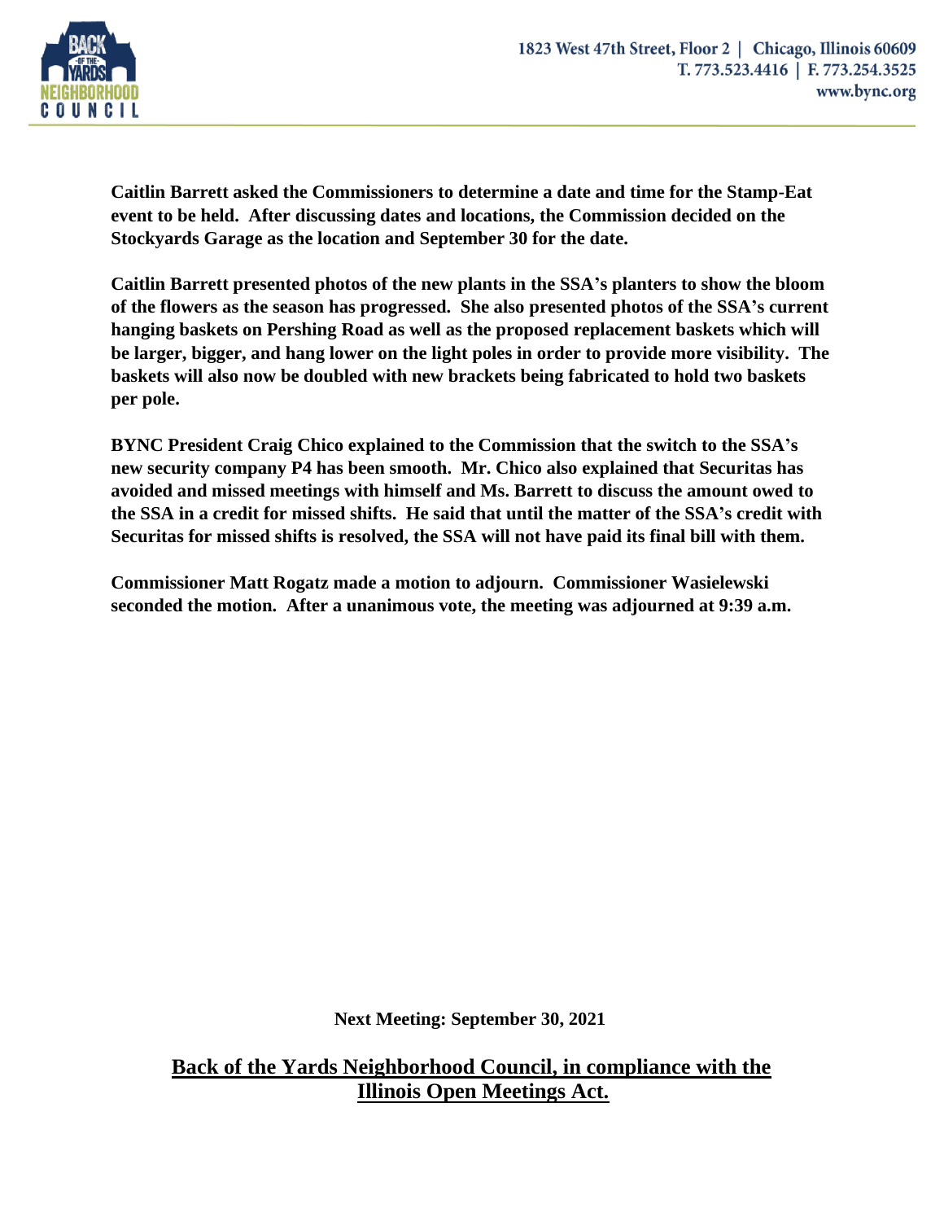**Caitlin Barrett asked the Commissioners to determine a date and time for the Stamp-Eat event to be held. After discussing dates and locations, the Commission decided on the Stockyards Garage as the location and September 30 for the date.**

**Caitlin Barrett presented photos of the new plants in the SSA's planters to show the bloom of the flowers as the season has progressed. She also presented photos of the SSA's current hanging baskets on Pershing Road as well as the proposed replacement baskets which will be larger, bigger, and hang lower on the light poles in order to provide more visibility. The baskets will also now be doubled with new brackets being fabricated to hold two baskets per pole.**

**BYNC President Craig Chico explained to the Commission that the switch to the SSA's new security company P4 has been smooth. Mr. Chico also explained that Securitas has avoided and missed meetings with himself and Ms. Barrett to discuss the amount owed to the SSA in a credit for missed shifts. He said that until the matter of the SSA's credit with Securitas for missed shifts is resolved, the SSA will not have paid its final bill with them.**

**Commissioner Matt Rogatz made a motion to adjourn. Commissioner Wasielewski seconded the motion. After a unanimous vote, the meeting was adjourned at 9:39 a.m.**

**Next Meeting: September 30, 2021**

**<u>Back of the Yards Neighborhood Council, in compliance with the Illinois Open Meetings Act.</u>**